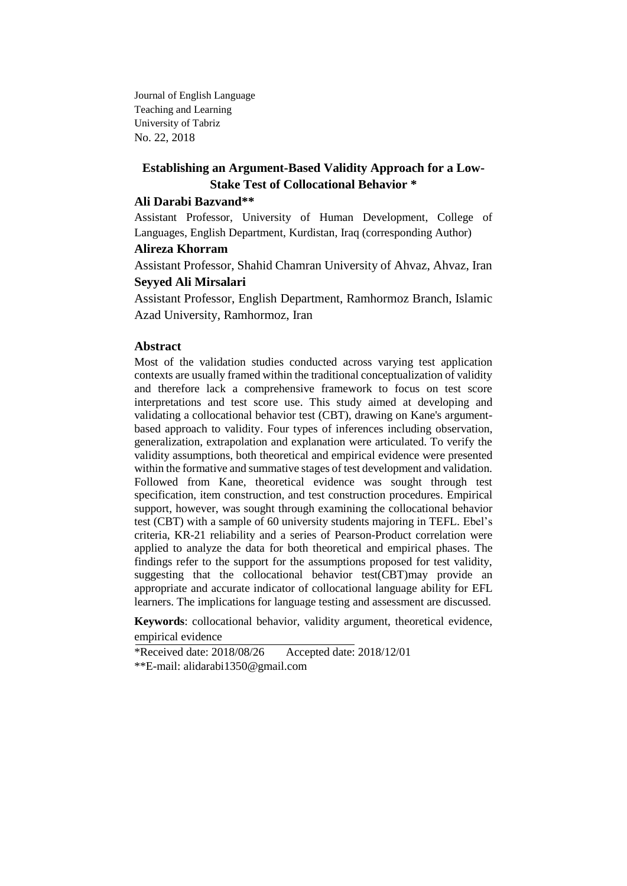Journal of English Language
Teaching and Learning
University of Tabriz
No. 22, 2018

# Establishing an Argument-Based Validity Approach for a Low-Stake Test of Collocational Behavior *

**Ali Darabi Bazvand****

Assistant Professor, University of Human Development, College of Languages, English Department, Kurdistan, Iraq (corresponding Author)

**Alireza Khorram**

Assistant Professor, Shahid Chamran University of Ahvaz, Ahvaz, Iran

**Seyyed Ali Mirsalari**

Assistant Professor, English Department, Ramhormoz Branch, Islamic Azad University, Ramhormoz, Iran

## Abstract

Most of the validation studies conducted across varying test application contexts are usually framed within the traditional conceptualization of validity and therefore lack a comprehensive framework to focus on test score interpretations and test score use. This study aimed at developing and validating a collocational behavior test (CBT), drawing on Kane's argument-based approach to validity. Four types of inferences including observation, generalization, extrapolation and explanation were articulated. To verify the validity assumptions, both theoretical and empirical evidence were presented within the formative and summative stages of test development and validation. Followed from Kane, theoretical evidence was sought through test specification, item construction, and test construction procedures. Empirical support, however, was sought through examining the collocational behavior test (CBT) with a sample of 60 university students majoring in TEFL. Ebel's criteria, KR-21 reliability and a series of Pearson-Product correlation were applied to analyze the data for both theoretical and empirical phases. The findings refer to the support for the assumptions proposed for test validity, suggesting that the collocational behavior test(CBT)may provide an appropriate and accurate indicator of collocational language ability for EFL learners. The implications for language testing and assessment are discussed.

**Keywords**: collocational behavior, validity argument, theoretical evidence, empirical evidence

*Received date: 2018/08/26 Accepted date: 2018/12/01

**E-mail: alidarabi1350@gmail.com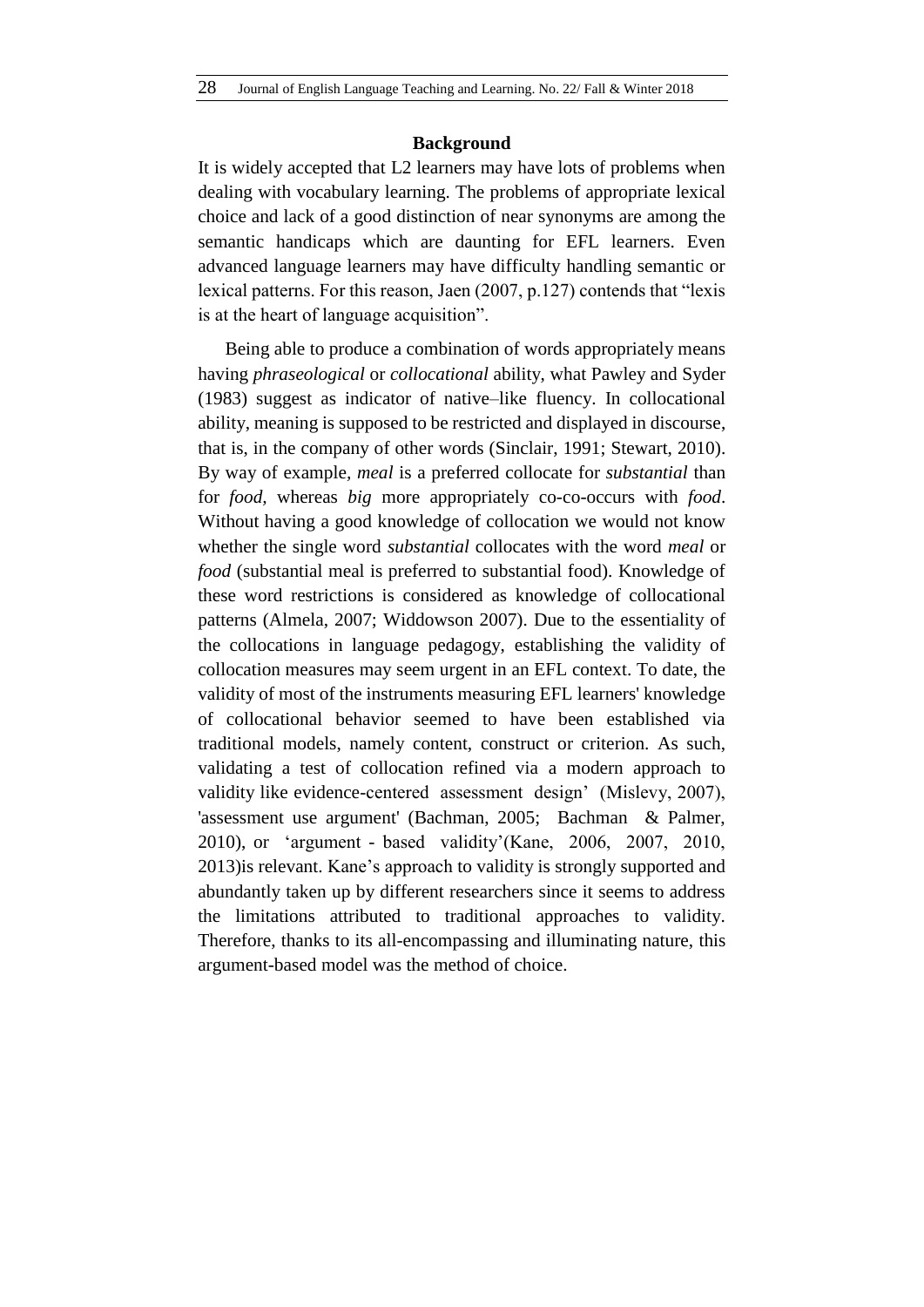## Background

It is widely accepted that L2 learners may have lots of problems when dealing with vocabulary learning. The problems of appropriate lexical choice and lack of a good distinction of near synonyms are among the semantic handicaps which are daunting for EFL learners. Even advanced language learners may have difficulty handling semantic or lexical patterns. For this reason, Jaen (2007, p.127) contends that "lexis is at the heart of language acquisition".

Being able to produce a combination of words appropriately means having *phraseological* or *collocational* ability, what Pawley and Syder (1983) suggest as indicator of native–like fluency. In collocational ability, meaning is supposed to be restricted and displayed in discourse, that is, in the company of other words (Sinclair, 1991; Stewart, 2010). By way of example, *meal* is a preferred collocate for *substantial* than for *food*, whereas *big* more appropriately co-co-occurs with *food*. Without having a good knowledge of collocation we would not know whether the single word *substantial* collocates with the word *meal* or *food* (substantial meal is preferred to substantial food). Knowledge of these word restrictions is considered as knowledge of collocational patterns (Almela, 2007; Widdowson 2007). Due to the essentiality of the collocations in language pedagogy, establishing the validity of collocation measures may seem urgent in an EFL context. To date, the validity of most of the instruments measuring EFL learners' knowledge of collocational behavior seemed to have been established via traditional models, namely content, construct or criterion. As such, validating a test of collocation refined via a modern approach to validity like evidence-centered assessment design' (Mislevy, 2007), 'assessment use argument' (Bachman, 2005; Bachman & Palmer, 2010), or 'argument - based validity'(Kane, 2006, 2007, 2010, 2013)is relevant. Kane's approach to validity is strongly supported and abundantly taken up by different researchers since it seems to address the limitations attributed to traditional approaches to validity. Therefore, thanks to its all-encompassing and illuminating nature, this argument-based model was the method of choice.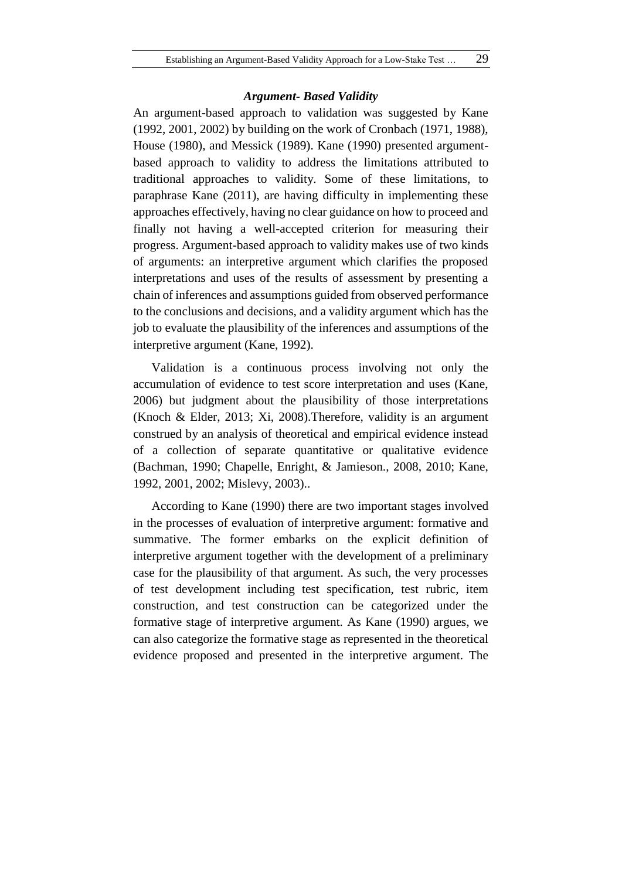### *Argument- Based Validity*

An argument-based approach to validation was suggested by Kane (1992, 2001, 2002) by building on the work of Cronbach (1971, 1988), House (1980), and Messick (1989). Kane (1990) presented argument-based approach to validity to address the limitations attributed to traditional approaches to validity. Some of these limitations, to paraphrase Kane (2011), are having difficulty in implementing these approaches effectively, having no clear guidance on how to proceed and finally not having a well-accepted criterion for measuring their progress. Argument-based approach to validity makes use of two kinds of arguments: an interpretive argument which clarifies the proposed interpretations and uses of the results of assessment by presenting a chain of inferences and assumptions guided from observed performance to the conclusions and decisions, and a validity argument which has the job to evaluate the plausibility of the inferences and assumptions of the interpretive argument (Kane, 1992).

Validation is a continuous process involving not only the accumulation of evidence to test score interpretation and uses (Kane, 2006) but judgment about the plausibility of those interpretations (Knoch & Elder, 2013; Xi, 2008).Therefore, validity is an argument construed by an analysis of theoretical and empirical evidence instead of a collection of separate quantitative or qualitative evidence (Bachman, 1990; Chapelle, Enright, & Jamieson., 2008, 2010; Kane, 1992, 2001, 2002; Mislevy, 2003)..

According to Kane (1990) there are two important stages involved in the processes of evaluation of interpretive argument: formative and summative. The former embarks on the explicit definition of interpretive argument together with the development of a preliminary case for the plausibility of that argument. As such, the very processes of test development including test specification, test rubric, item construction, and test construction can be categorized under the formative stage of interpretive argument. As Kane (1990) argues, we can also categorize the formative stage as represented in the theoretical evidence proposed and presented in the interpretive argument. The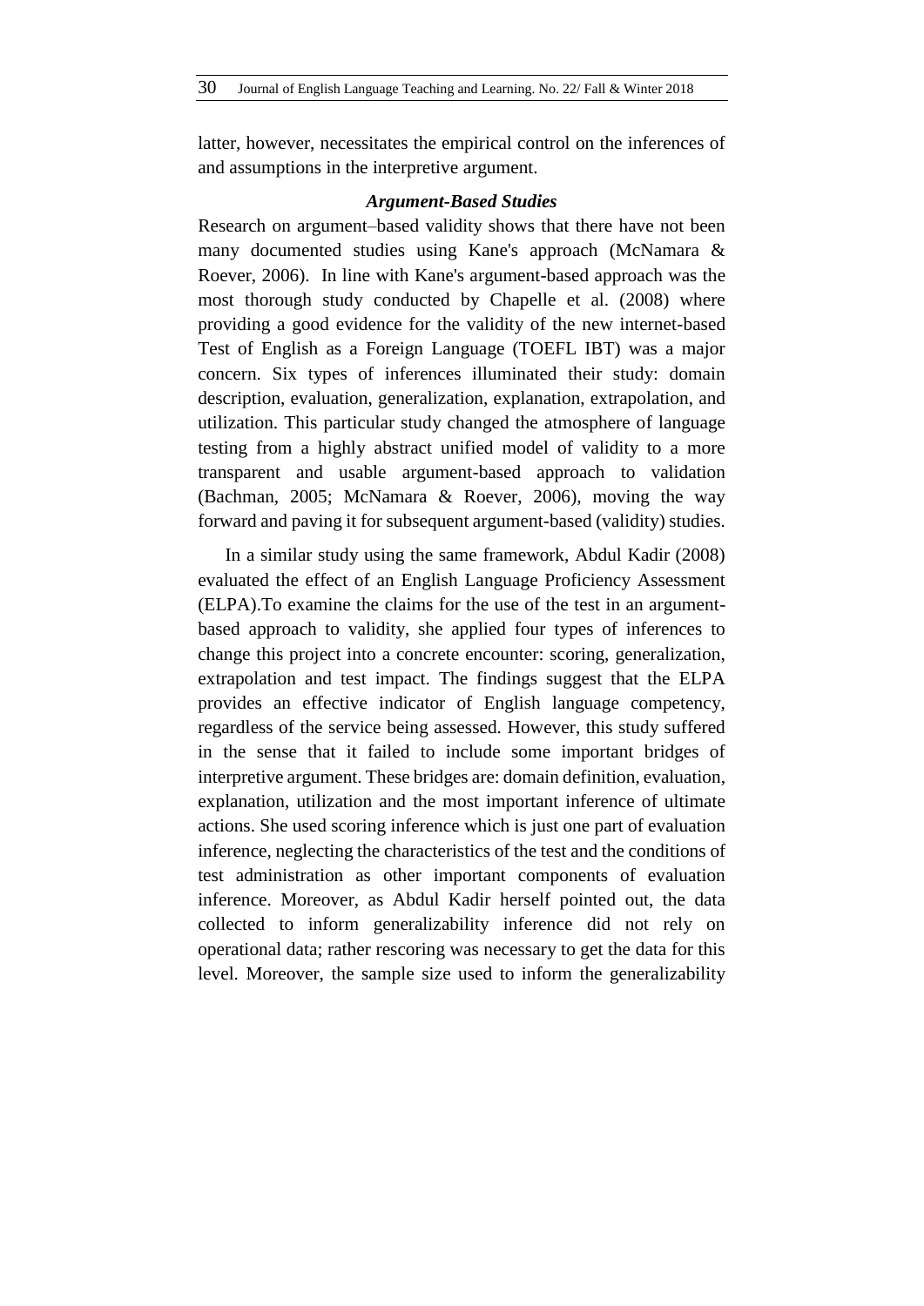latter, however, necessitates the empirical control on the inferences of and assumptions in the interpretive argument.

### *Argument-Based Studies*

Research on argument–based validity shows that there have not been many documented studies using Kane's approach (McNamara & Roever, 2006). In line with Kane's argument-based approach was the most thorough study conducted by Chapelle et al. (2008) where providing a good evidence for the validity of the new internet-based Test of English as a Foreign Language (TOEFL IBT) was a major concern. Six types of inferences illuminated their study: domain description, evaluation, generalization, explanation, extrapolation, and utilization. This particular study changed the atmosphere of language testing from a highly abstract unified model of validity to a more transparent and usable argument-based approach to validation (Bachman, 2005; McNamara & Roever, 2006), moving the way forward and paving it for subsequent argument-based (validity) studies.

In a similar study using the same framework, Abdul Kadir (2008) evaluated the effect of an English Language Proficiency Assessment (ELPA).To examine the claims for the use of the test in an argument-based approach to validity, she applied four types of inferences to change this project into a concrete encounter: scoring, generalization, extrapolation and test impact. The findings suggest that the ELPA provides an effective indicator of English language competency, regardless of the service being assessed. However, this study suffered in the sense that it failed to include some important bridges of interpretive argument. These bridges are: domain definition, evaluation, explanation, utilization and the most important inference of ultimate actions. She used scoring inference which is just one part of evaluation inference, neglecting the characteristics of the test and the conditions of test administration as other important components of evaluation inference. Moreover, as Abdul Kadir herself pointed out, the data collected to inform generalizability inference did not rely on operational data; rather rescoring was necessary to get the data for this level. Moreover, the sample size used to inform the generalizability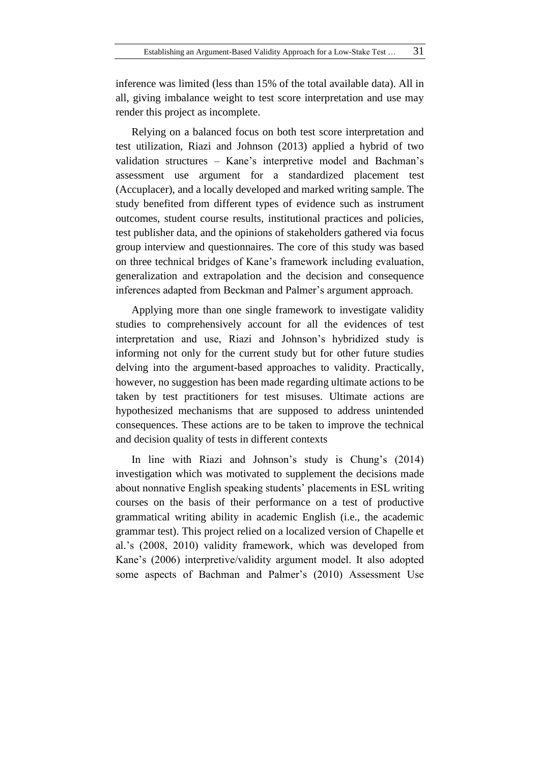inference was limited (less than 15% of the total available data). All in all, giving imbalance weight to test score interpretation and use may render this project as incomplete.

Relying on a balanced focus on both test score interpretation and test utilization, Riazi and Johnson (2013) applied a hybrid of two validation structures – Kane's interpretive model and Bachman's assessment use argument for a standardized placement test (Accuplacer), and a locally developed and marked writing sample. The study benefited from different types of evidence such as instrument outcomes, student course results, institutional practices and policies, test publisher data, and the opinions of stakeholders gathered via focus group interview and questionnaires. The core of this study was based on three technical bridges of Kane's framework including evaluation, generalization and extrapolation and the decision and consequence inferences adapted from Beckman and Palmer's argument approach.

Applying more than one single framework to investigate validity studies to comprehensively account for all the evidences of test interpretation and use, Riazi and Johnson's hybridized study is informing not only for the current study but for other future studies delving into the argument-based approaches to validity. Practically, however, no suggestion has been made regarding ultimate actions to be taken by test practitioners for test misuses. Ultimate actions are hypothesized mechanisms that are supposed to address unintended consequences. These actions are to be taken to improve the technical and decision quality of tests in different contexts

In line with Riazi and Johnson's study is Chung's (2014) investigation which was motivated to supplement the decisions made about nonnative English speaking students' placements in ESL writing courses on the basis of their performance on a test of productive grammatical writing ability in academic English (i.e., the academic grammar test). This project relied on a localized version of Chapelle et al.'s (2008, 2010) validity framework, which was developed from Kane's (2006) interpretive/validity argument model. It also adopted some aspects of Bachman and Palmer's (2010) Assessment Use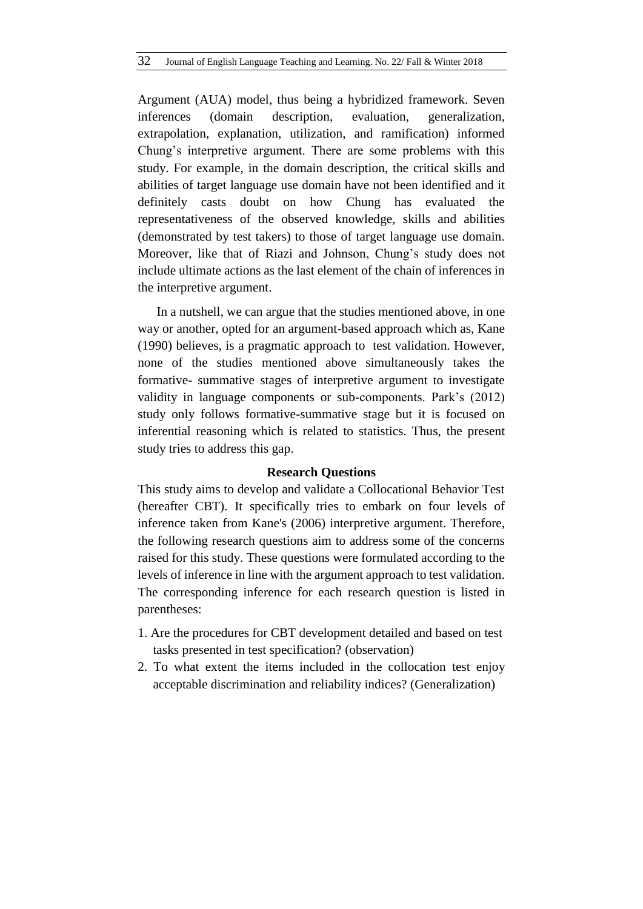Argument (AUA) model, thus being a hybridized framework. Seven inferences (domain description, evaluation, generalization, extrapolation, explanation, utilization, and ramification) informed Chung's interpretive argument. There are some problems with this study. For example, in the domain description, the critical skills and abilities of target language use domain have not been identified and it definitely casts doubt on how Chung has evaluated the representativeness of the observed knowledge, skills and abilities (demonstrated by test takers) to those of target language use domain. Moreover, like that of Riazi and Johnson, Chung's study does not include ultimate actions as the last element of the chain of inferences in the interpretive argument.

In a nutshell, we can argue that the studies mentioned above, in one way or another, opted for an argument-based approach which as, Kane (1990) believes, is a pragmatic approach to test validation. However, none of the studies mentioned above simultaneously takes the formative- summative stages of interpretive argument to investigate validity in language components or sub-components. Park's (2012) study only follows formative-summative stage but it is focused on inferential reasoning which is related to statistics. Thus, the present study tries to address this gap.

## Research Questions

This study aims to develop and validate a Collocational Behavior Test (hereafter CBT). It specifically tries to embark on four levels of inference taken from Kane's (2006) interpretive argument. Therefore, the following research questions aim to address some of the concerns raised for this study. These questions were formulated according to the levels of inference in line with the argument approach to test validation. The corresponding inference for each research question is listed in parentheses:

1. Are the procedures for CBT development detailed and based on test tasks presented in test specification? (observation)
2. To what extent the items included in the collocation test enjoy acceptable discrimination and reliability indices? (Generalization)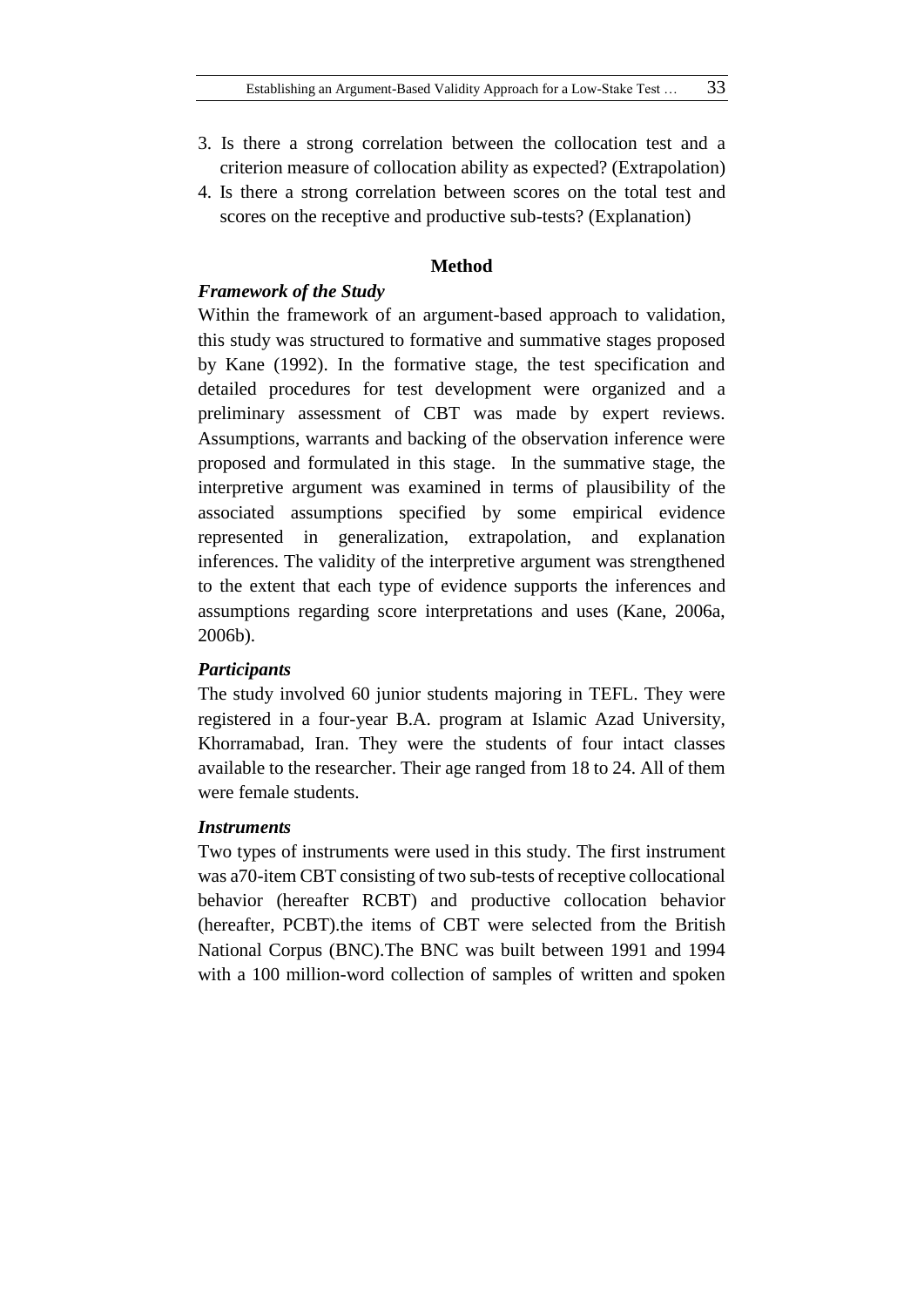3. Is there a strong correlation between the collocation test and a criterion measure of collocation ability as expected? (Extrapolation)
4. Is there a strong correlation between scores on the total test and scores on the receptive and productive sub-tests? (Explanation)

## Method

### *Framework of the Study*

Within the framework of an argument-based approach to validation, this study was structured to formative and summative stages proposed by Kane (1992). In the formative stage, the test specification and detailed procedures for test development were organized and a preliminary assessment of CBT was made by expert reviews. Assumptions, warrants and backing of the observation inference were proposed and formulated in this stage. In the summative stage, the interpretive argument was examined in terms of plausibility of the associated assumptions specified by some empirical evidence represented in generalization, extrapolation, and explanation inferences. The validity of the interpretive argument was strengthened to the extent that each type of evidence supports the inferences and assumptions regarding score interpretations and uses (Kane, 2006a, 2006b).

### *Participants*

The study involved 60 junior students majoring in TEFL. They were registered in a four-year B.A. program at Islamic Azad University, Khorramabad, Iran. They were the students of four intact classes available to the researcher. Their age ranged from 18 to 24. All of them were female students.

### *Instruments*

Two types of instruments were used in this study. The first instrument was a70-item CBT consisting of two sub-tests of receptive collocational behavior (hereafter RCBT) and productive collocation behavior (hereafter, PCBT).the items of CBT were selected from the British National Corpus (BNC).The BNC was built between 1991 and 1994 with a 100 million-word collection of samples of written and spoken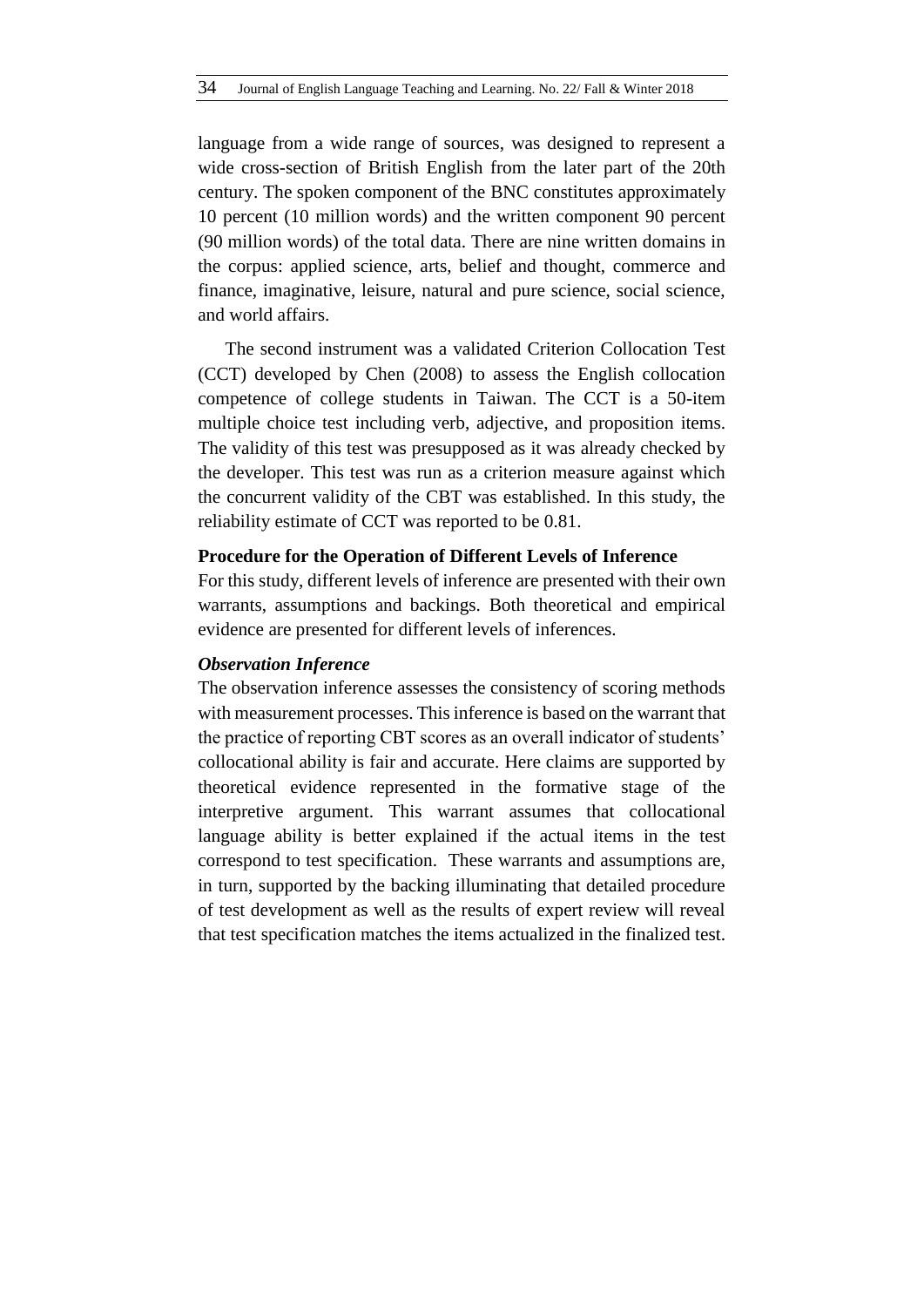language from a wide range of sources, was designed to represent a wide cross-section of British English from the later part of the 20th century. The spoken component of the BNC constitutes approximately 10 percent (10 million words) and the written component 90 percent (90 million words) of the total data. There are nine written domains in the corpus: applied science, arts, belief and thought, commerce and finance, imaginative, leisure, natural and pure science, social science, and world affairs.

The second instrument was a validated Criterion Collocation Test (CCT) developed by Chen (2008) to assess the English collocation competence of college students in Taiwan. The CCT is a 50-item multiple choice test including verb, adjective, and proposition items. The validity of this test was presupposed as it was already checked by the developer. This test was run as a criterion measure against which the concurrent validity of the CBT was established. In this study, the reliability estimate of CCT was reported to be 0.81.

**Procedure for the Operation of Different Levels of Inference**

For this study, different levels of inference are presented with their own warrants, assumptions and backings. Both theoretical and empirical evidence are presented for different levels of inferences.

***Observation Inference***

The observation inference assesses the consistency of scoring methods with measurement processes. This inference is based on the warrant that the practice of reporting CBT scores as an overall indicator of students' collocational ability is fair and accurate. Here claims are supported by theoretical evidence represented in the formative stage of the interpretive argument. This warrant assumes that collocational language ability is better explained if the actual items in the test correspond to test specification. These warrants and assumptions are, in turn, supported by the backing illuminating that detailed procedure of test development as well as the results of expert review will reveal that test specification matches the items actualized in the finalized test.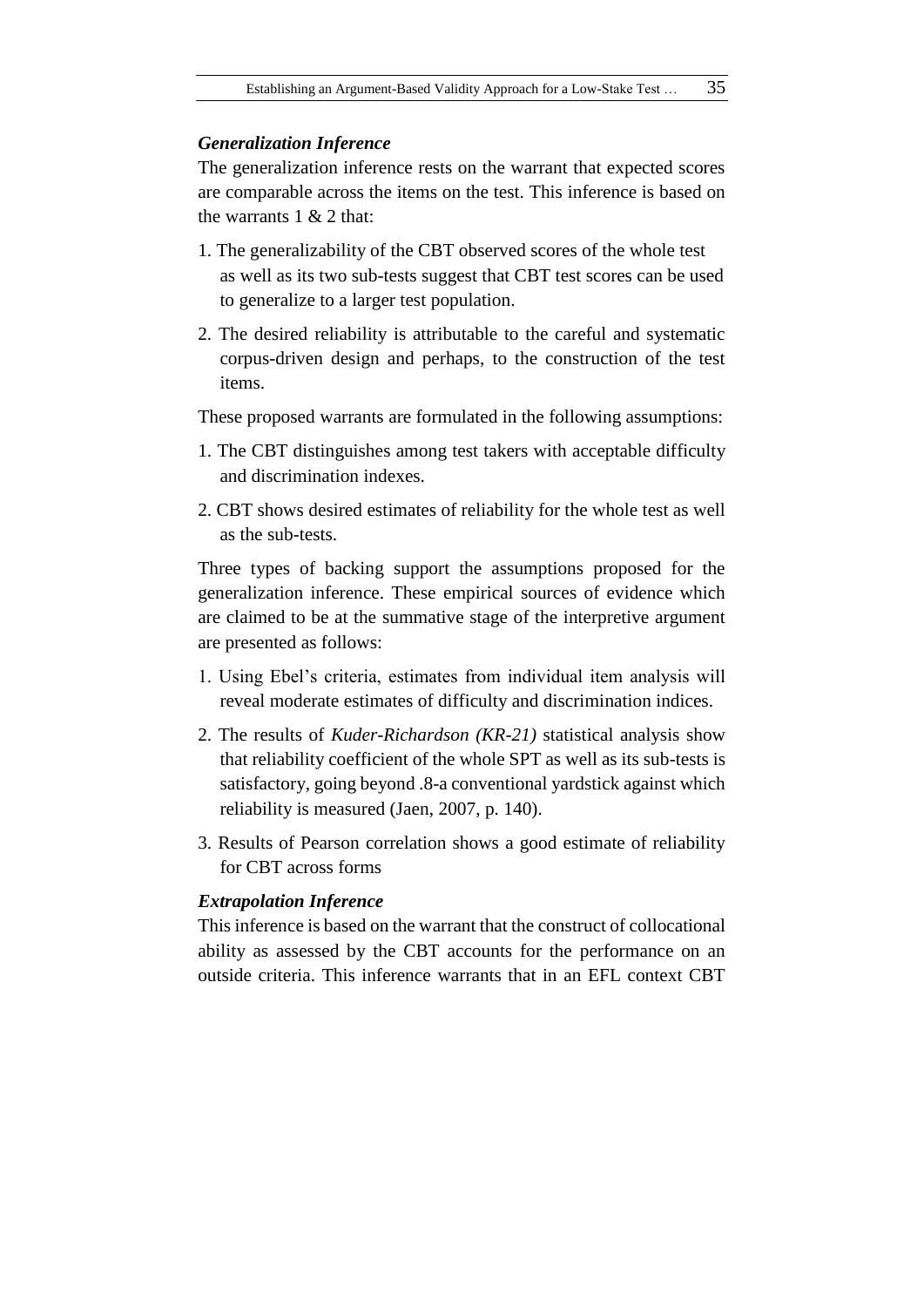### *Generalization Inference*

The generalization inference rests on the warrant that expected scores are comparable across the items on the test. This inference is based on the warrants 1 & 2 that:

1. The generalizability of the CBT observed scores of the whole test as well as its two sub-tests suggest that CBT test scores can be used to generalize to a larger test population.
2. The desired reliability is attributable to the careful and systematic corpus-driven design and perhaps, to the construction of the test items.

These proposed warrants are formulated in the following assumptions:

1. The CBT distinguishes among test takers with acceptable difficulty and discrimination indexes.
2. CBT shows desired estimates of reliability for the whole test as well as the sub-tests.

Three types of backing support the assumptions proposed for the generalization inference. These empirical sources of evidence which are claimed to be at the summative stage of the interpretive argument are presented as follows:

1. Using Ebel's criteria, estimates from individual item analysis will reveal moderate estimates of difficulty and discrimination indices.
2. The results of *Kuder-Richardson (KR-21)* statistical analysis show that reliability coefficient of the whole SPT as well as its sub-tests is satisfactory, going beyond .8-a conventional yardstick against which reliability is measured (Jaen, 2007, p. 140).
3. Results of Pearson correlation shows a good estimate of reliability for CBT across forms

### *Extrapolation Inference*

This inference is based on the warrant that the construct of collocational ability as assessed by the CBT accounts for the performance on an outside criteria. This inference warrants that in an EFL context CBT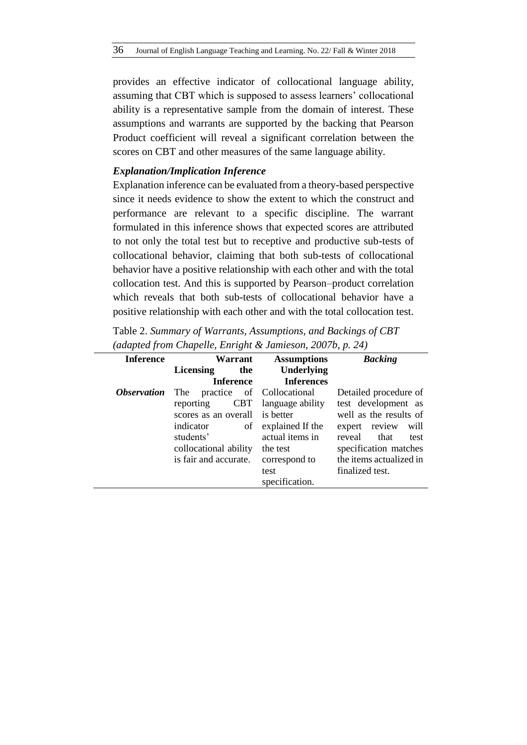provides an effective indicator of collocational language ability, assuming that CBT which is supposed to assess learners' collocational ability is a representative sample from the domain of interest. These assumptions and warrants are supported by the backing that Pearson Product coefficient will reveal a significant correlation between the scores on CBT and other measures of the same language ability.

### *Explanation/Implication Inference*

Explanation inference can be evaluated from a theory-based perspective since it needs evidence to show the extent to which the construct and performance are relevant to a specific discipline. The warrant formulated in this inference shows that expected scores are attributed to not only the total test but to receptive and productive sub-tests of collocational behavior, claiming that both sub-tests of collocational behavior have a positive relationship with each other and with the total collocation test. And this is supported by Pearson–product correlation which reveals that both sub-tests of collocational behavior have a positive relationship with each other and with the total collocation test.

Table 2. *Summary of Warrants, Assumptions, and Backings of CBT (adapted from Chapelle, Enright & Jamieson, 2007b, p. 24)*

| **Inference** | **Warrant Licensing the Inference** | **Assumptions Underlying Inferences** | ***Backing*** |
|---|---|---|---|
| ***Observation*** | The practice of reporting CBT scores as an overall indicator of students' collocational ability is fair and accurate. | Collocational language ability is better explained If the actual items in the test correspond to test specification. | Detailed procedure of test development as well as the results of expert review will reveal that test specification matches the items actualized in finalized test. |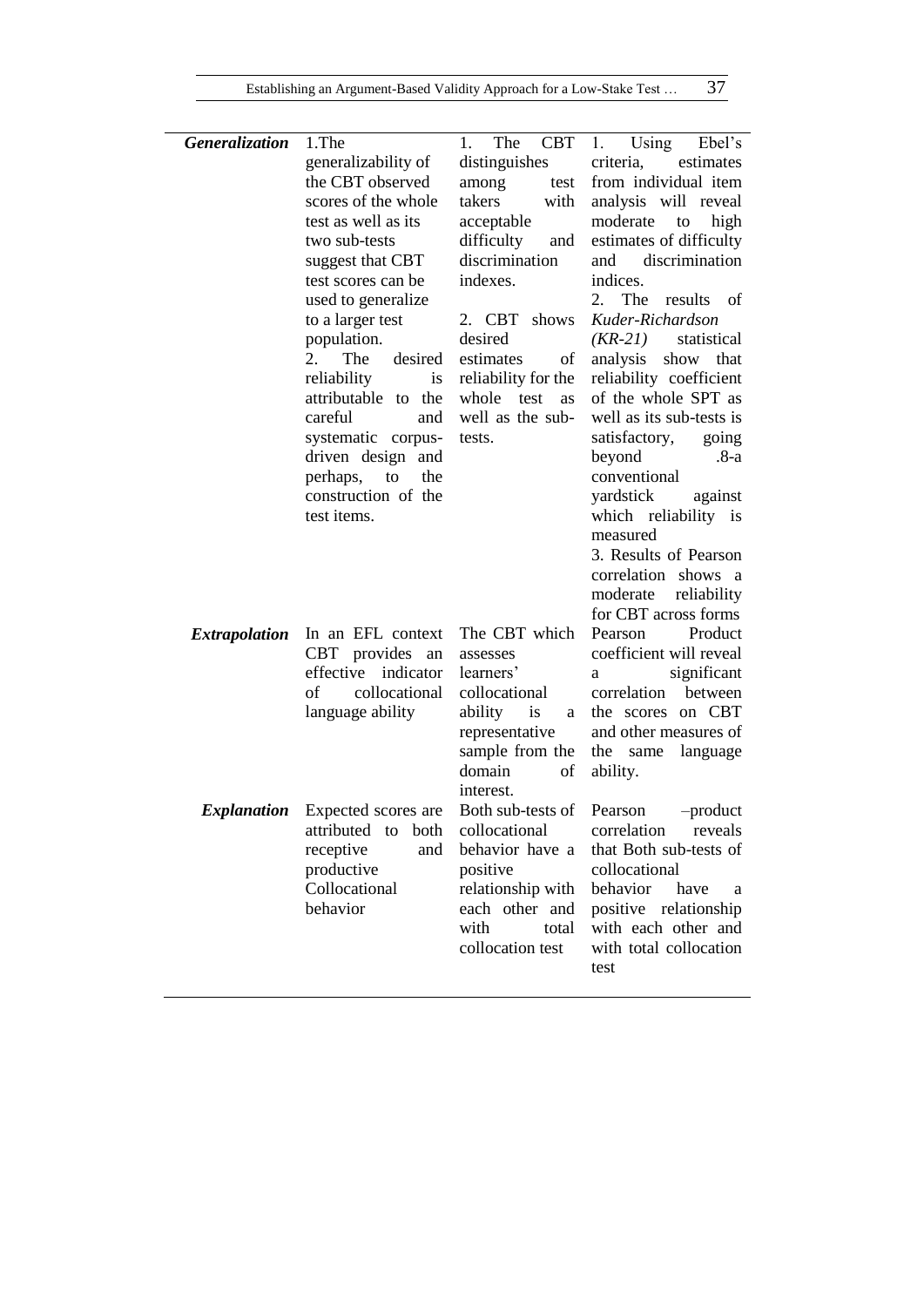| | | | |
|---|---|---|---|
| ***Generalization*** | 1.The generalizability of the CBT observed scores of the whole test as well as its two sub-tests suggest that CBT test scores can be used to generalize to a larger test population.<br>2. The desired reliability is attributable to the careful and systematic corpus-driven design and perhaps, to the construction of the test items. | 1. The CBT distinguishes among test takers with acceptable difficulty and discrimination indexes.<br>2. CBT shows desired estimates of reliability for the whole test as well as the sub-tests. | 1. Using Ebel's criteria, estimates from individual item analysis will reveal moderate to high estimates of difficulty and discrimination indices.<br>2. The results of *Kuder-Richardson (KR-21)* statistical analysis show that reliability coefficient of the whole SPT as well as its sub-tests is satisfactory, going beyond .8-a conventional yardstick against which reliability is measured<br>3. Results of Pearson correlation shows a moderate reliability for CBT across forms |
| ***Extrapolation*** | In an EFL context CBT provides an effective indicator of collocational language ability | The CBT which assesses learners' collocational ability is a representative sample from the domain of interest. | Pearson Product coefficient will reveal a significant correlation between the scores on CBT and other measures of the same language ability. |
| ***Explanation*** | Expected scores are attributed to both receptive and productive Collocational behavior | Both sub-tests of collocational behavior have a positive relationship with each other and with total collocation test | Pearson –product correlation reveals that Both sub-tests of collocational behavior have a positive relationship with each other and with total collocation test |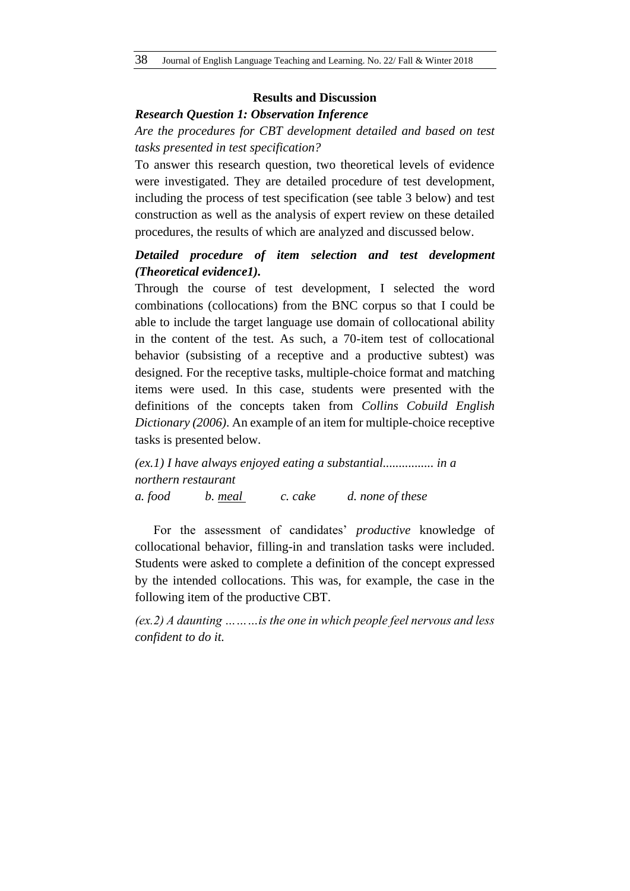## Results and Discussion

### *Research Question 1: Observation Inference*

*Are the procedures for CBT development detailed and based on test tasks presented in test specification?*

To answer this research question, two theoretical levels of evidence were investigated. They are detailed procedure of test development, including the process of test specification (see table 3 below) and test construction as well as the analysis of expert review on these detailed procedures, the results of which are analyzed and discussed below.

### *Detailed procedure of item selection and test development (Theoretical evidence1).*

Through the course of test development, I selected the word combinations (collocations) from the BNC corpus so that I could be able to include the target language use domain of collocational ability in the content of the test. As such, a 70-item test of collocational behavior (subsisting of a receptive and a productive subtest) was designed. For the receptive tasks, multiple-choice format and matching items were used. In this case, students were presented with the definitions of the concepts taken from *Collins Cobuild English Dictionary (2006)*. An example of an item for multiple-choice receptive tasks is presented below.

*(ex.1) I have always enjoyed eating a substantial................ in a northern restaurant*

*a. food* *b. <u>meal</u>* *c. cake* *d. none of these*

For the assessment of candidates' *productive* knowledge of collocational behavior, filling-in and translation tasks were included. Students were asked to complete a definition of the concept expressed by the intended collocations. This was, for example, the case in the following item of the productive CBT.

*(ex.2) A daunting ………is the one in which people feel nervous and less confident to do it.*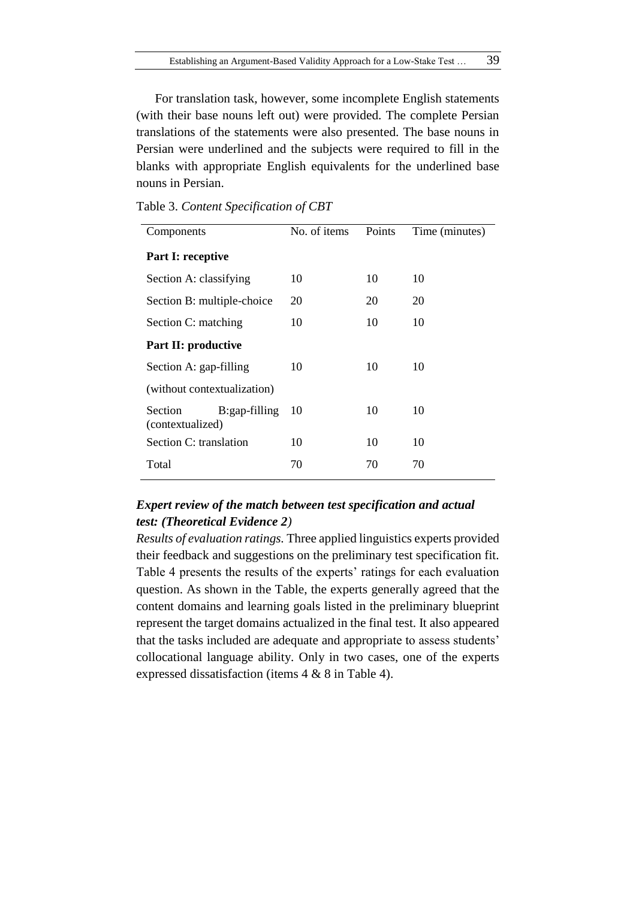For translation task, however, some incomplete English statements (with their base nouns left out) were provided. The complete Persian translations of the statements were also presented. The base nouns in Persian were underlined and the subjects were required to fill in the blanks with appropriate English equivalents for the underlined base nouns in Persian.

Table 3. *Content Specification of CBT*

| Components | No. of items | Points | Time (minutes) |
|---|---|---|---|
| **Part I: receptive** | | | |
| Section A: classifying | 10 | 10 | 10 |
| Section B: multiple-choice | 20 | 20 | 20 |
| Section C: matching | 10 | 10 | 10 |
| **Part II: productive** | | | |
| Section A: gap-filling (without contextualization) | 10 | 10 | 10 |
| Section B:gap-filling (contextualized) | 10 | 10 | 10 |
| Section C: translation | 10 | 10 | 10 |
| Total | 70 | 70 | 70 |

### *Expert review of the match between test specification and actual test: (Theoretical Evidence 2)*

*Results of evaluation ratings.* Three applied linguistics experts provided their feedback and suggestions on the preliminary test specification fit. Table 4 presents the results of the experts' ratings for each evaluation question. As shown in the Table, the experts generally agreed that the content domains and learning goals listed in the preliminary blueprint represent the target domains actualized in the final test. It also appeared that the tasks included are adequate and appropriate to assess students' collocational language ability. Only in two cases, one of the experts expressed dissatisfaction (items 4 & 8 in Table 4).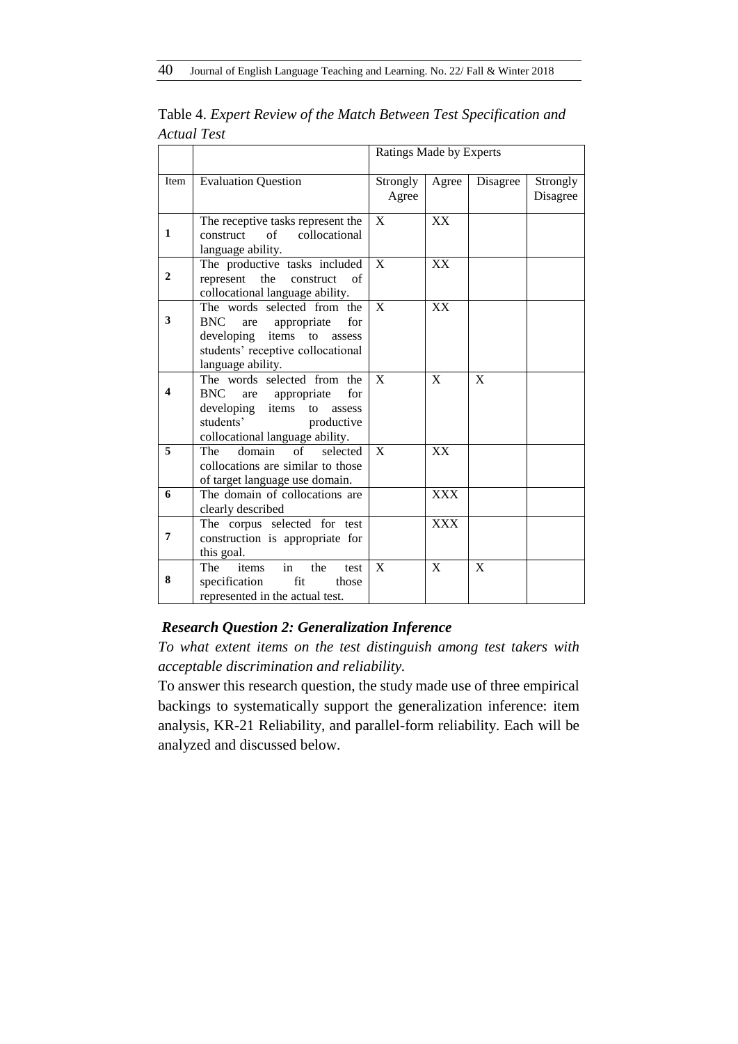Table 4. *Expert Review of the Match Between Test Specification and Actual Test*

| | | Ratings Made by Experts | | | |
|---|---|---|---|---|---|
| Item | Evaluation Question | Strongly Agree | Agree | Disagree | Strongly Disagree |
| **1** | The receptive tasks represent the construct of collocational language ability. | X | XX | | |
| **2** | The productive tasks included represent the construct of collocational language ability. | X | XX | | |
| **3** | The words selected from the BNC are appropriate for developing items to assess students' receptive collocational language ability. | X | XX | | |
| **4** | The words selected from the BNC are appropriate for developing items to assess students' productive collocational language ability. | X | X | X | |
| **5** | The domain of selected collocations are similar to those of target language use domain. | X | XX | | |
| **6** | The domain of collocations are clearly described | | XXX | | |
| **7** | The corpus selected for test construction is appropriate for this goal. | | XXX | | |
| **8** | The items in the test specification fit those represented in the actual test. | X | X | X | |

### *Research Question 2: Generalization Inference*

*To what extent items on the test distinguish among test takers with acceptable discrimination and reliability.*

To answer this research question, the study made use of three empirical backings to systematically support the generalization inference: item analysis, KR-21 Reliability, and parallel-form reliability. Each will be analyzed and discussed below.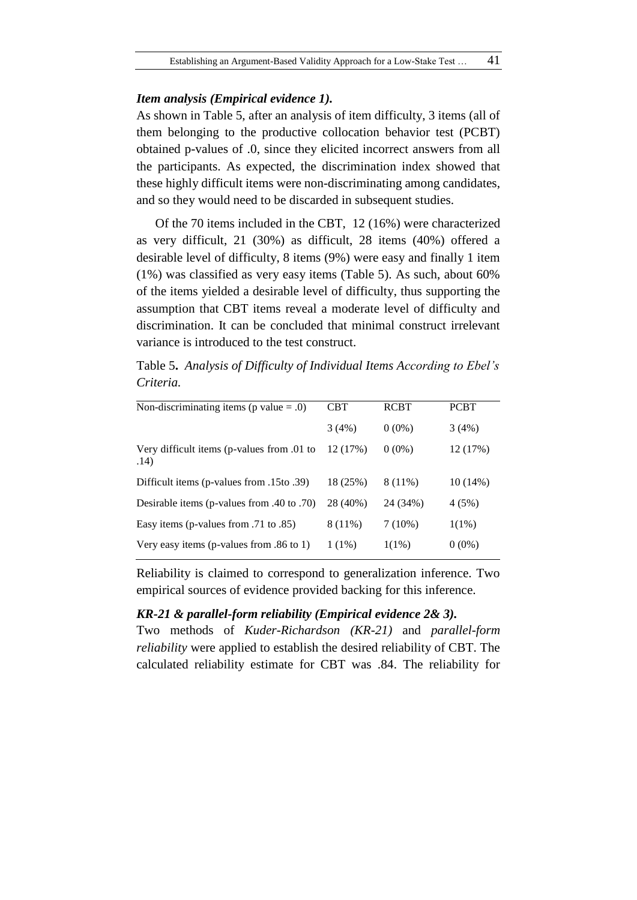### *Item analysis (Empirical evidence 1).*

As shown in Table 5, after an analysis of item difficulty, 3 items (all of them belonging to the productive collocation behavior test (PCBT) obtained p-values of .0, since they elicited incorrect answers from all the participants. As expected, the discrimination index showed that these highly difficult items were non-discriminating among candidates, and so they would need to be discarded in subsequent studies.

Of the 70 items included in the CBT, 12 (16%) were characterized as very difficult, 21 (30%) as difficult, 28 items (40%) offered a desirable level of difficulty, 8 items (9%) were easy and finally 1 item (1%) was classified as very easy items (Table 5). As such, about 60% of the items yielded a desirable level of difficulty, thus supporting the assumption that CBT items reveal a moderate level of difficulty and discrimination. It can be concluded that minimal construct irrelevant variance is introduced to the test construct.

Table 5**.** *Analysis of Difficulty of Individual Items According to Ebel's Criteria.*

| Non-discriminating items (p value = .0) | CBT | RCBT | PCBT |
|---|---|---|---|
| | 3 (4%) | 0 (0%) | 3 (4%) |
| Very difficult items (p-values from .01 to .14) | 12 (17%) | 0 (0%) | 12 (17%) |
| Difficult items (p-values from .15to .39) | 18 (25%) | 8 (11%) | 10 (14%) |
| Desirable items (p-values from .40 to .70) | 28 (40%) | 24 (34%) | 4 (5%) |
| Easy items (p-values from .71 to .85) | 8 (11%) | 7 (10%) | 1(1%) |
| Very easy items (p-values from .86 to 1) | 1 (1%) | 1(1%) | 0 (0%) |

Reliability is claimed to correspond to generalization inference. Two empirical sources of evidence provided backing for this inference.

### *KR-21 & parallel-form reliability (Empirical evidence 2& 3).*

Two methods of *Kuder-Richardson (KR-21)* and *parallel-form reliability* were applied to establish the desired reliability of CBT. The calculated reliability estimate for CBT was .84. The reliability for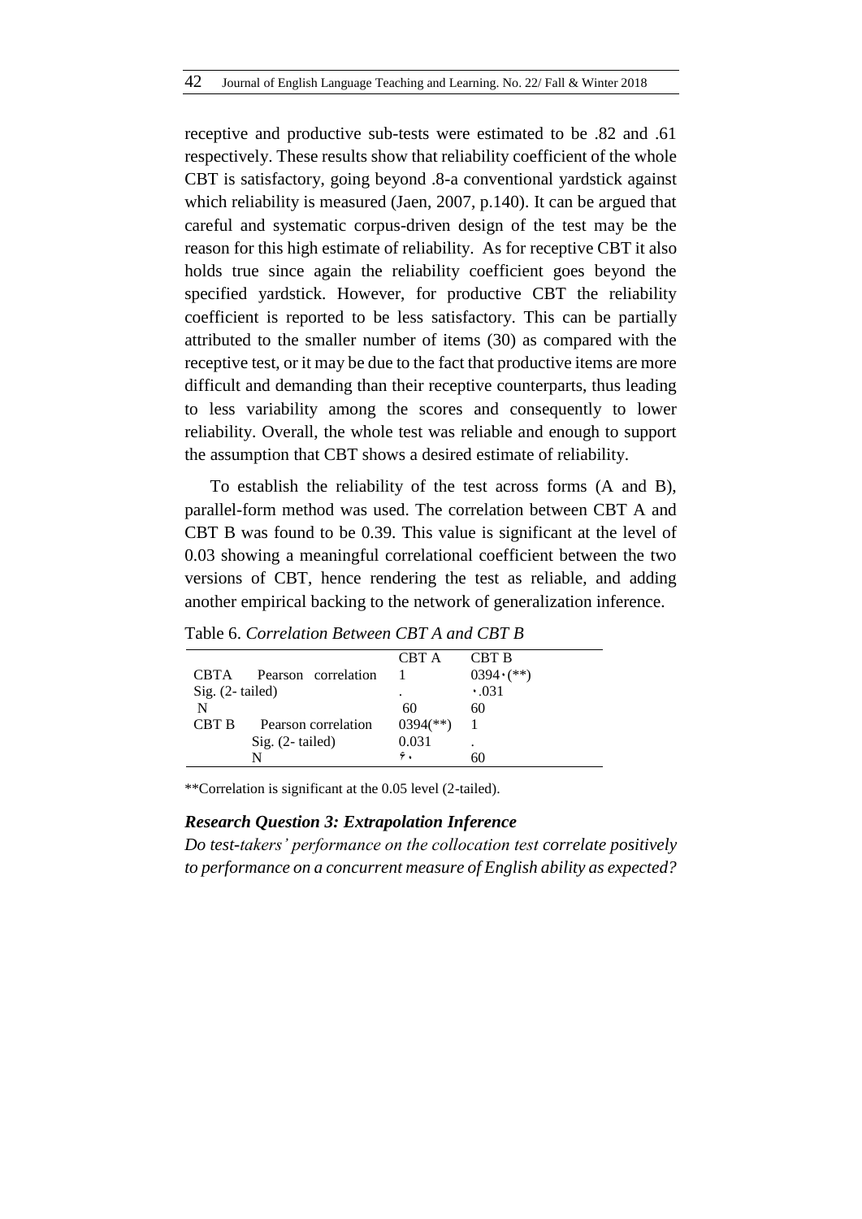receptive and productive sub-tests were estimated to be .82 and .61 respectively. These results show that reliability coefficient of the whole CBT is satisfactory, going beyond .8-a conventional yardstick against which reliability is measured (Jaen, 2007, p.140). It can be argued that careful and systematic corpus-driven design of the test may be the reason for this high estimate of reliability. As for receptive CBT it also holds true since again the reliability coefficient goes beyond the specified yardstick. However, for productive CBT the reliability coefficient is reported to be less satisfactory. This can be partially attributed to the smaller number of items (30) as compared with the receptive test, or it may be due to the fact that productive items are more difficult and demanding than their receptive counterparts, thus leading to less variability among the scores and consequently to lower reliability. Overall, the whole test was reliable and enough to support the assumption that CBT shows a desired estimate of reliability.

To establish the reliability of the test across forms (A and B), parallel-form method was used. The correlation between CBT A and CBT B was found to be 0.39. This value is significant at the level of 0.03 showing a meaningful correlational coefficient between the two versions of CBT, hence rendering the test as reliable, and adding another empirical backing to the network of generalization inference.

Table 6. *Correlation Between CBT A and CBT B*

| | | CBT A | CBT B |
|---|---|---|---|
| CBTA | Pearson correlation | 1 | 0394٠(**) |
| Sig. (2- tailed) | | . | ٠.031 |
| N | | 60 | 60 |
| CBT B | Pearson correlation | 0394(**) | 1 |
| | Sig. (2- tailed) | 0.031 | . |
| | N | ۶۰ | 60 |

**Correlation is significant at the 0.05 level (2-tailed).

### *Research Question 3: Extrapolation Inference*

*Do test-takers' performance on the collocation test correlate positively to performance on a concurrent measure of English ability as expected?*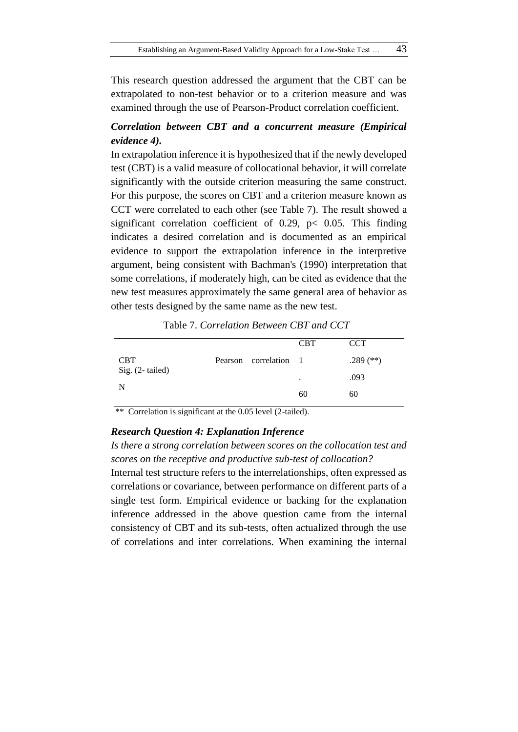This research question addressed the argument that the CBT can be extrapolated to non-test behavior or to a criterion measure and was examined through the use of Pearson-Product correlation coefficient.

***Correlation between CBT and a concurrent measure (Empirical evidence 4).***

In extrapolation inference it is hypothesized that if the newly developed test (CBT) is a valid measure of collocational behavior, it will correlate significantly with the outside criterion measuring the same construct. For this purpose, the scores on CBT and a criterion measure known as CCT were correlated to each other (see Table 7). The result showed a significant correlation coefficient of 0.29, $p < 0.05$. This finding indicates a desired correlation and is documented as an empirical evidence to support the extrapolation inference in the interpretive argument, being consistent with Bachman's (1990) interpretation that some correlations, if moderately high, can be cited as evidence that the new test measures approximately the same general area of behavior as other tests designed by the same name as the new test.

Table 7. *Correlation Between CBT and CCT*

| | | CBT | CCT |
|---|---|---|---|
| CBT | Pearson correlation | 1 | .289 (**) |
| Sig. (2- tailed) | | . | .093 |
| N | | 60 | 60 |

** Correlation is significant at the 0.05 level (2-tailed).

***Research Question 4: Explanation Inference***

*Is there a strong correlation between scores on the collocation test and scores on the receptive and productive sub-test of collocation?*

Internal test structure refers to the interrelationships, often expressed as correlations or covariance, between performance on different parts of a single test form. Empirical evidence or backing for the explanation inference addressed in the above question came from the internal consistency of CBT and its sub-tests, often actualized through the use of correlations and inter correlations. When examining the internal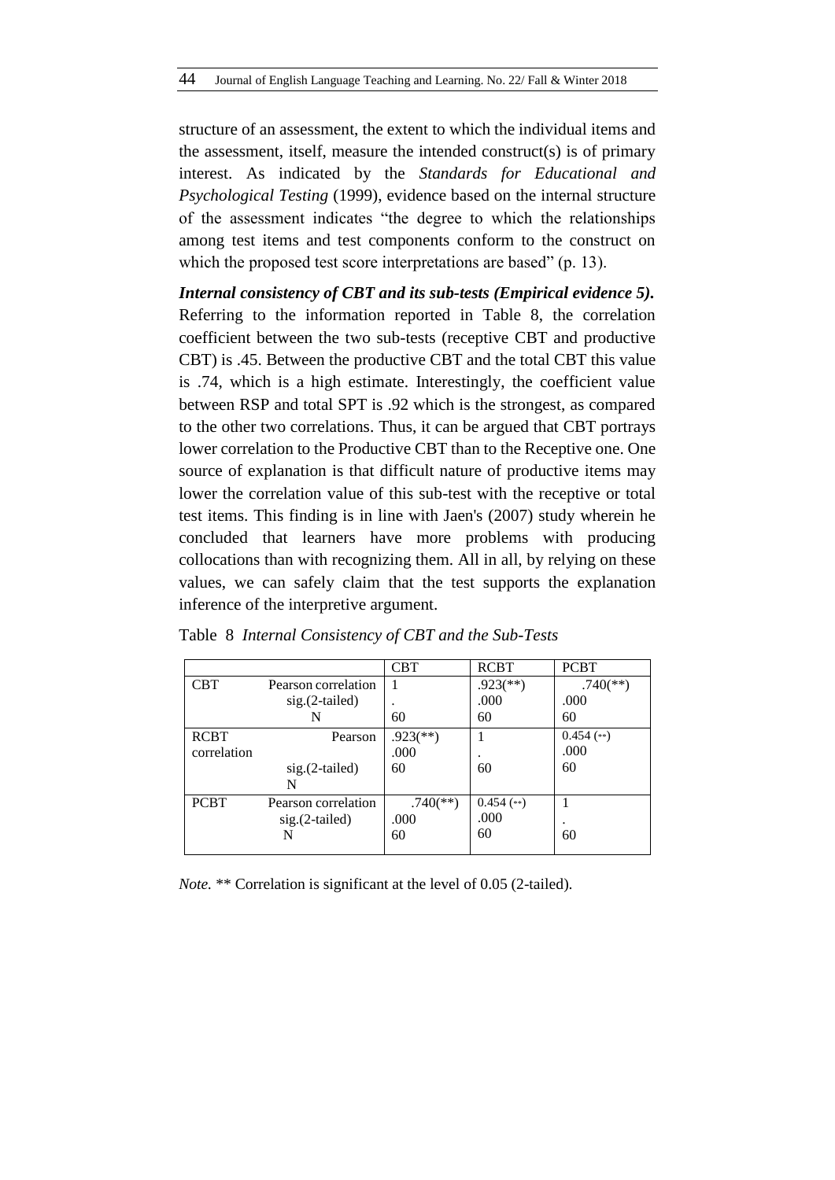structure of an assessment, the extent to which the individual items and the assessment, itself, measure the intended construct(s) is of primary interest. As indicated by the *Standards for Educational and Psychological Testing* (1999), evidence based on the internal structure of the assessment indicates "the degree to which the relationships among test items and test components conform to the construct on which the proposed test score interpretations are based" (p. 13).

***Internal consistency of CBT and its sub-tests (Empirical evidence 5).*** Referring to the information reported in Table 8, the correlation coefficient between the two sub-tests (receptive CBT and productive CBT) is .45. Between the productive CBT and the total CBT this value is .74, which is a high estimate. Interestingly, the coefficient value between RSP and total SPT is .92 which is the strongest, as compared to the other two correlations. Thus, it can be argued that CBT portrays lower correlation to the Productive CBT than to the Receptive one. One source of explanation is that difficult nature of productive items may lower the correlation value of this sub-test with the receptive or total test items. This finding is in line with Jaen's (2007) study wherein he concluded that learners have more problems with producing collocations than with recognizing them. All in all, by relying on these values, we can safely claim that the test supports the explanation inference of the interpretive argument.

Table 8 *Internal Consistency of CBT and the Sub-Tests*

| | | CBT | RCBT | PCBT |
|---|---|---|---|---|
| CBT | Pearson correlation | 1 | .923(**) | .740(**) |
| | sig.(2-tailed) | . | .000 | .000 |
| | N | 60 | 60 | 60 |
| RCBT | Pearson correlation | .923(**) | 1 | 0.454 (**) |
| | sig.(2-tailed) | .000 | . | .000 |
| | N | 60 | 60 | 60 |
| PCBT | Pearson correlation | .740(**) | 0.454 (**) | 1 |
| | sig.(2-tailed) | .000 | .000 | . |
| | N | 60 | 60 | 60 |

*Note.* ** Correlation is significant at the level of 0.05 (2-tailed).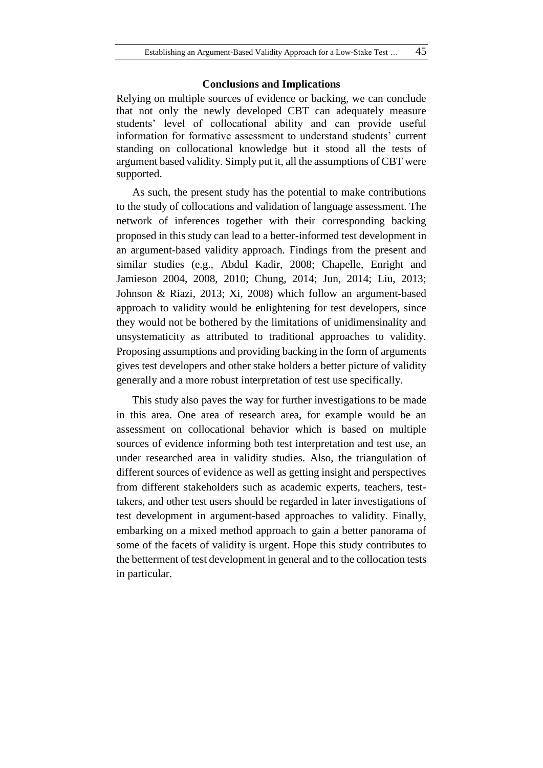## Conclusions and Implications

Relying on multiple sources of evidence or backing, we can conclude that not only the newly developed CBT can adequately measure students' level of collocational ability and can provide useful information for formative assessment to understand students' current standing on collocational knowledge but it stood all the tests of argument based validity. Simply put it, all the assumptions of CBT were supported.

As such, the present study has the potential to make contributions to the study of collocations and validation of language assessment. The network of inferences together with their corresponding backing proposed in this study can lead to a better-informed test development in an argument-based validity approach. Findings from the present and similar studies (e.g., Abdul Kadir, 2008; Chapelle, Enright and Jamieson 2004, 2008, 2010; Chung, 2014; Jun, 2014; Liu, 2013; Johnson & Riazi, 2013; Xi, 2008) which follow an argument-based approach to validity would be enlightening for test developers, since they would not be bothered by the limitations of unidimensinality and unsystematicity as attributed to traditional approaches to validity. Proposing assumptions and providing backing in the form of arguments gives test developers and other stake holders a better picture of validity generally and a more robust interpretation of test use specifically.

This study also paves the way for further investigations to be made in this area. One area of research area, for example would be an assessment on collocational behavior which is based on multiple sources of evidence informing both test interpretation and test use, an under researched area in validity studies. Also, the triangulation of different sources of evidence as well as getting insight and perspectives from different stakeholders such as academic experts, teachers, test-takers, and other test users should be regarded in later investigations of test development in argument-based approaches to validity. Finally, embarking on a mixed method approach to gain a better panorama of some of the facets of validity is urgent. Hope this study contributes to the betterment of test development in general and to the collocation tests in particular.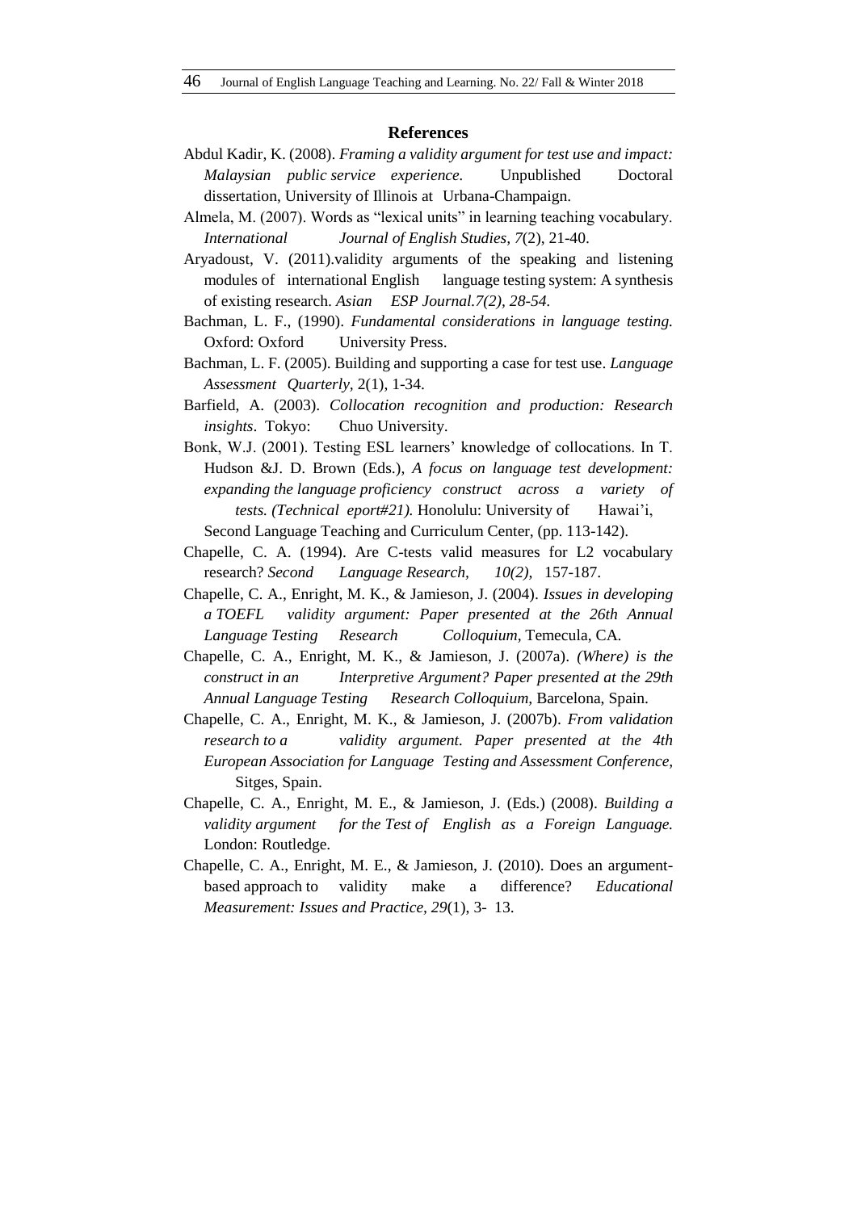## References

Abdul Kadir, K. (2008). *Framing a validity argument for test use and impact: Malaysian public service experience.* Unpublished Doctoral dissertation, University of Illinois at Urbana-Champaign.

Almela, M. (2007). Words as "lexical units" in learning teaching vocabulary. *International Journal of English Studies, 7*(2), 21-40.

Aryadoust, V. (2011).validity arguments of the speaking and listening modules of international English language testing system: A synthesis of existing research. *Asian ESP Journal.7(2), 28-54*.

Bachman, L. F., (1990). *Fundamental considerations in language testing.* Oxford: Oxford University Press.

Bachman, L. F. (2005). Building and supporting a case for test use. *Language Assessment Quarterly*, 2(1), 1-34.

Barfield, A. (2003). *Collocation recognition and production: Research insights*. Tokyo: Chuo University.

Bonk, W.J. (2001). Testing ESL learners' knowledge of collocations. In T. Hudson &J. D. Brown (Eds.), *A focus on language test development: expanding the language proficiency construct across a variety of tests. (Technical eport#21).* Honolulu: University of Hawai'i, Second Language Teaching and Curriculum Center, (pp. 113-142).

Chapelle, C. A. (1994). Are C-tests valid measures for L2 vocabulary research? *Second Language Research, 10(2),* 157-187.

Chapelle, C. A., Enright, M. K., & Jamieson, J. (2004). *Issues in developing a TOEFL validity argument: Paper presented at the 26th Annual Language Testing Research Colloquium*, Temecula, CA.

Chapelle, C. A., Enright, M. K., & Jamieson, J. (2007a). *(Where) is the construct in an Interpretive Argument? Paper presented at the 29th Annual Language Testing Research Colloquium,* Barcelona, Spain.

Chapelle, C. A., Enright, M. K., & Jamieson, J. (2007b). *From validation research to a validity argument. Paper presented at the 4th European Association for Language Testing and Assessment Conference,* Sitges, Spain.

Chapelle, C. A., Enright, M. E., & Jamieson, J. (Eds.) (2008). *Building a validity argument for the Test of English as a Foreign Language.* London: Routledge.

Chapelle, C. A., Enright, M. E., & Jamieson, J. (2010). Does an argument-based approach to validity make a difference? *Educational Measurement: Issues and Practice, 29*(1), 3- 13.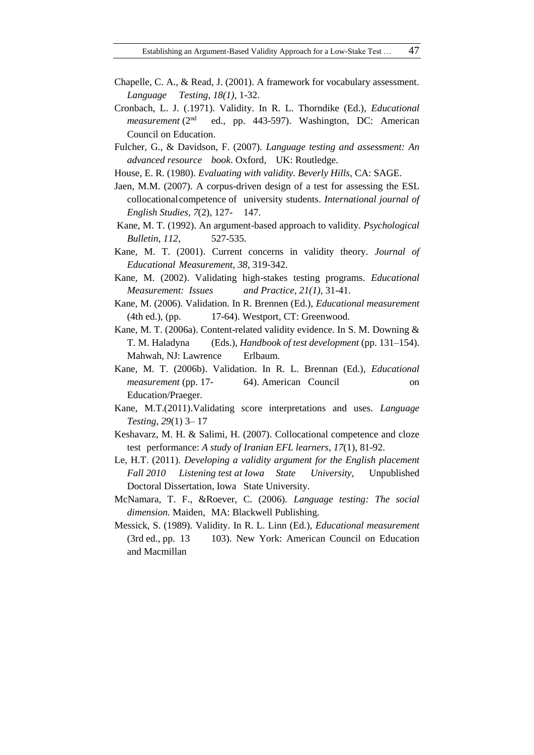Chapelle, C. A., & Read, J. (2001). A framework for vocabulary assessment. *Language Testing, 18(1),* 1-32.

Cronbach, L. J. (.1971). Validity. In R. L. Thorndike (Ed.), *Educational measurement* (2nd ed., pp. 443-597). Washington, DC: American Council on Education.

Fulcher, G., & Davidson, F. (2007). *Language testing and assessment: An advanced resource book*. Oxford, UK: Routledge.

House, E. R. (1980). *Evaluating with validity. Beverly Hills*, CA: SAGE.

Jaen, M.M. (2007). A corpus-driven design of a test for assessing the ESL collocational competence of university students. *International journal of English Studies, 7*(2), 127- 147.

Kane, M. T. (1992). An argument-based approach to validity. *Psychological Bulletin, 112*, 527-535.

Kane, M. T. (2001). Current concerns in validity theory. *Journal of Educational Measurement, 38,* 319-342.

Kane, M. (2002). Validating high-stakes testing programs. *Educational Measurement: Issues and Practice, 21(1),* 31-41.

Kane, M. (2006). Validation. In R. Brennen (Ed.), *Educational measurement* (4th ed.), (pp. 17-64). Westport, CT: Greenwood.

Kane, M. T. (2006a). Content-related validity evidence. In S. M. Downing & T. M. Haladyna (Eds.), *Handbook of test development* (pp. 131–154). Mahwah, NJ: Lawrence Erlbaum.

Kane, M. T. (2006b). Validation. In R. L. Brennan (Ed.), *Educational measurement* (pp. 17- 64). American Council on Education/Praeger.

Kane, M.T.(2011).Validating score interpretations and uses. *Language Testing, 29*(1) 3– 17

Keshavarz, M. H. & Salimi, H. (2007). Collocational competence and cloze test performance: *A study of Iranian EFL learners*, *17*(1), 81-92.

Le, H.T. (2011). *Developing a validity argument for the English placement Fall 2010 Listening test at Iowa State University,* Unpublished Doctoral Dissertation, Iowa State University.

McNamara, T. F., &Roever, C. (2006). *Language testing: The social dimension.* Maiden, MA: Blackwell Publishing.

Messick, S. (1989). Validity. In R. L. Linn (Ed.), *Educational measurement* (3rd ed., pp. 13 103). New York: American Council on Education and Macmillan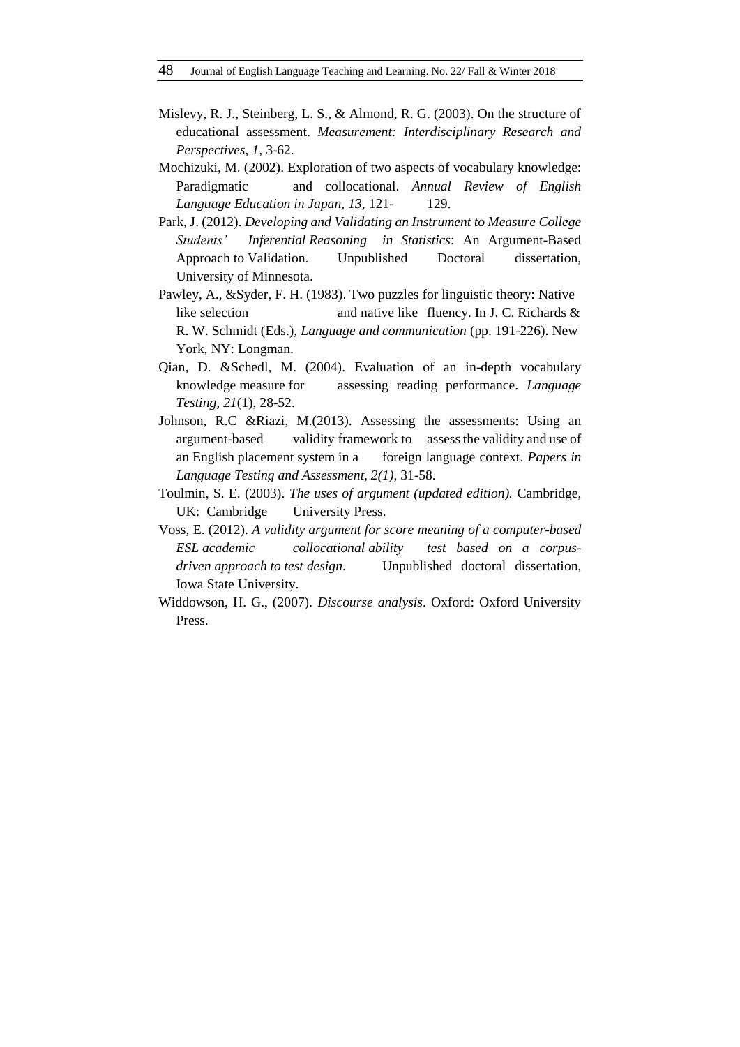Mislevy, R. J., Steinberg, L. S., & Almond, R. G. (2003). On the structure of educational assessment. *Measurement: Interdisciplinary Research and Perspectives, 1,* 3-62.

Mochizuki, M. (2002). Exploration of two aspects of vocabulary knowledge: Paradigmatic and collocational. *Annual Review of English Language Education in Japan*, *13*, 121- 129.

Park, J. (2012). *Developing and Validating an Instrument to Measure College Students' Inferential Reasoning in Statistics*: An Argument-Based Approach to Validation. Unpublished Doctoral dissertation, University of Minnesota.

Pawley, A., &Syder, F. H. (1983). Two puzzles for linguistic theory: Native like selection and native like fluency. In J. C. Richards & R. W. Schmidt (Eds.), *Language and communication* (pp. 191-226). New York, NY: Longman.

Qian, D. &Schedl, M. (2004). Evaluation of an in-depth vocabulary knowledge measure for assessing reading performance. *Language Testing*, *21*(1), 28-52.

Johnson, R.C &Riazi, M.(2013). Assessing the assessments: Using an argument-based validity framework to assess the validity and use of an English placement system in a foreign language context. *Papers in Language Testing and Assessment, 2(1)*, 31-58.

Toulmin, S. E. (2003). *The uses of argument (updated edition).* Cambridge, UK: Cambridge University Press.

Voss, E. (2012). *A validity argument for score meaning of a computer-based ESL academic collocational ability test based on a corpus-driven approach to test design*. Unpublished doctoral dissertation, Iowa State University.

Widdowson, H. G., (2007). *Discourse analysis*. Oxford: Oxford University Press.